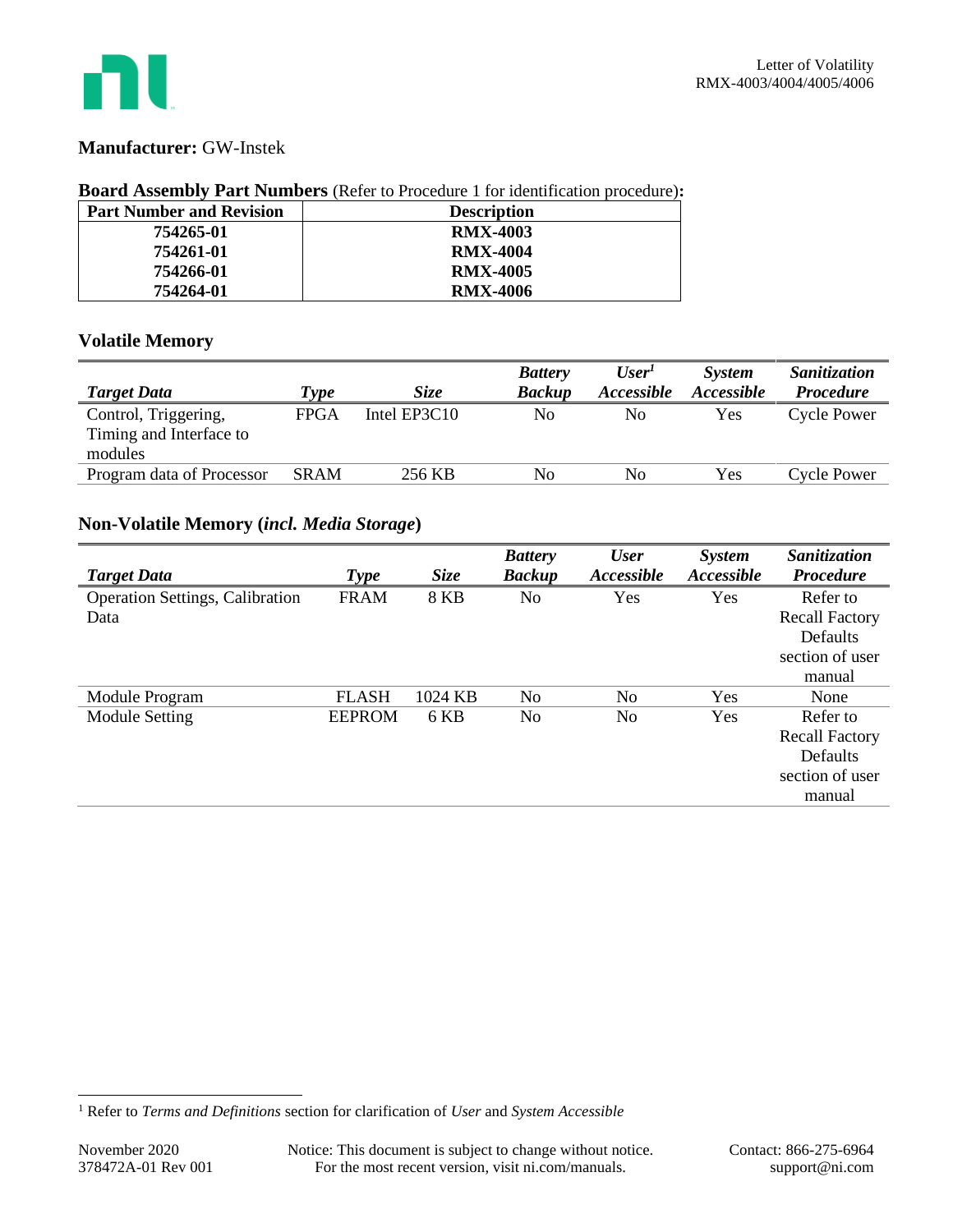**Manufacturer:** GW-Instek

**Board Assembly Part Numbers** (Refer to Procedure 1 for identification procedure)**:**

| Part Number and Revision | Description |
|---|---|
| **754265-01** | **RMX-4003** |
| **754261-01** | **RMX-4004** |
| **754266-01** | **RMX-4005** |
| **754264-01** | **RMX-4006** |

## Volatile Memory

| *Target Data* | *Type* | *Size* | *Battery Backup* | *User[1] Accessible* | *System Accessible* | *Sanitization Procedure* |
|---|---|---|---|---|---|---|
| Control, Triggering, Timing and Interface to modules | FPGA | Intel EP3C10 | No | No | Yes | Cycle Power |
| Program data of Processor | SRAM | 256 KB | No | No | Yes | Cycle Power |

## Non-Volatile Memory (*incl. Media Storage*)

| *Target Data* | *Type* | *Size* | *Battery Backup* | *User Accessible* | *System Accessible* | *Sanitization Procedure* |
|---|---|---|---|---|---|---|
| Operation Settings, Calibration Data | FRAM | 8 KB | No | Yes | Yes | Refer to Recall Factory Defaults section of user manual |
| Module Program | FLASH | 1024 KB | No | No | Yes | None |
| Module Setting | EEPROM | 6 KB | No | No | Yes | Refer to Recall Factory Defaults section of user manual |

[1] Refer to *Terms and Definitions* section for clarification of *User* and *System Accessible*

November 2020
378472A-01 Rev 001

Notice: This document is subject to change without notice. For the most recent version, visit ni.com/manuals.

Contact: 866-275-6964
support@ni.com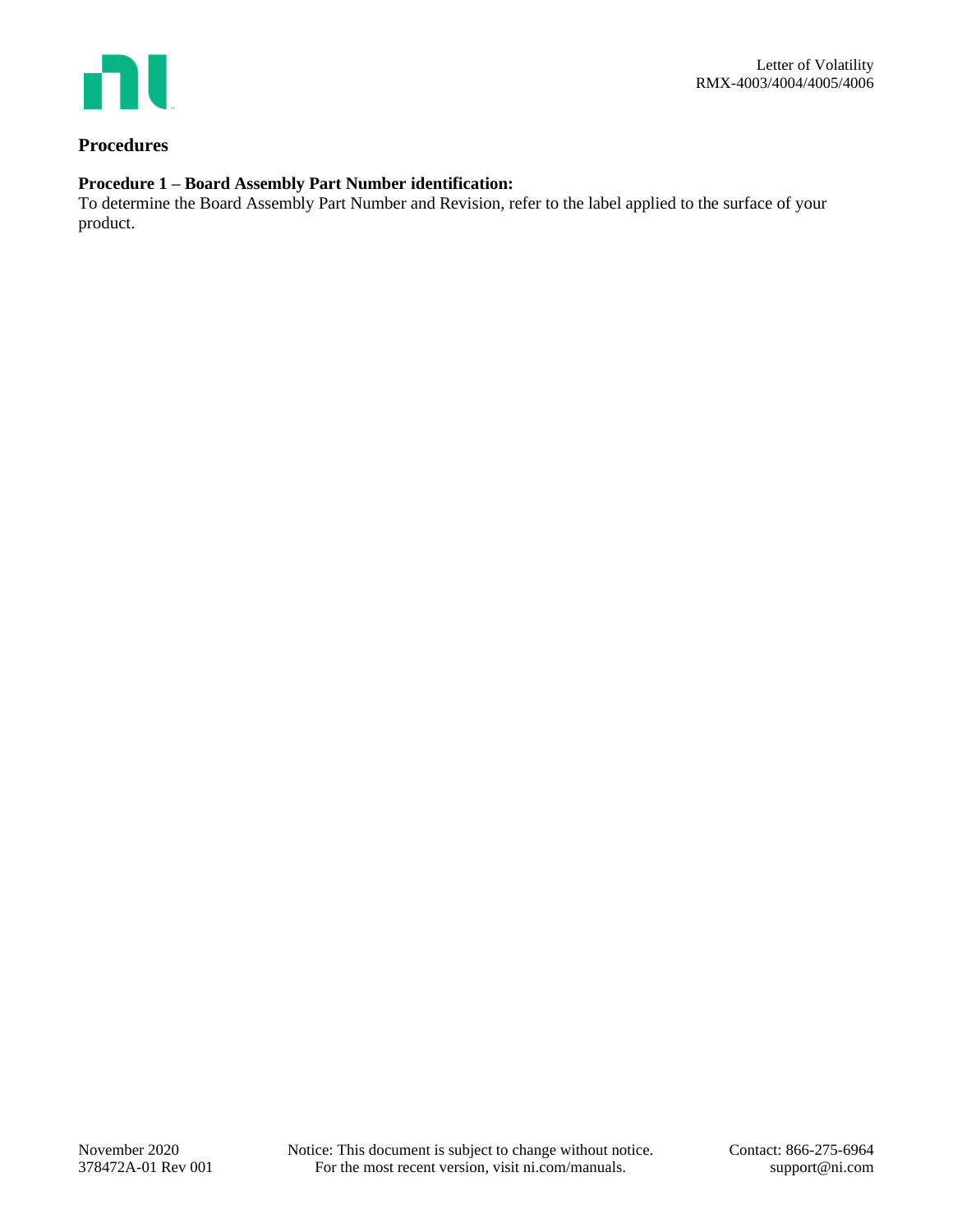## Procedures

### Procedure 1 – Board Assembly Part Number identification:

To determine the Board Assembly Part Number and Revision, refer to the label applied to the surface of your product.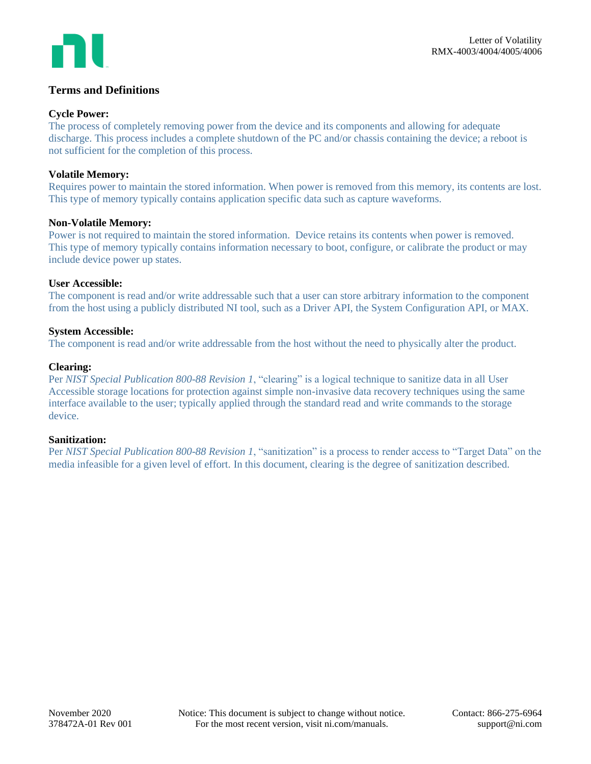## Terms and Definitions

**Cycle Power:**

The process of completely removing power from the device and its components and allowing for adequate discharge. This process includes a complete shutdown of the PC and/or chassis containing the device; a reboot is not sufficient for the completion of this process.

**Volatile Memory:**

Requires power to maintain the stored information. When power is removed from this memory, its contents are lost. This type of memory typically contains application specific data such as capture waveforms.

**Non-Volatile Memory:**

Power is not required to maintain the stored information. Device retains its contents when power is removed. This type of memory typically contains information necessary to boot, configure, or calibrate the product or may include device power up states.

**User Accessible:**

The component is read and/or write addressable such that a user can store arbitrary information to the component from the host using a publicly distributed NI tool, such as a Driver API, the System Configuration API, or MAX.

**System Accessible:**

The component is read and/or write addressable from the host without the need to physically alter the product.

**Clearing:**

Per *NIST Special Publication 800-88 Revision 1*, "clearing" is a logical technique to sanitize data in all User Accessible storage locations for protection against simple non-invasive data recovery techniques using the same interface available to the user; typically applied through the standard read and write commands to the storage device.

**Sanitization:**

Per *NIST Special Publication 800-88 Revision 1*, "sanitization" is a process to render access to "Target Data" on the media infeasible for a given level of effort. In this document, clearing is the degree of sanitization described.